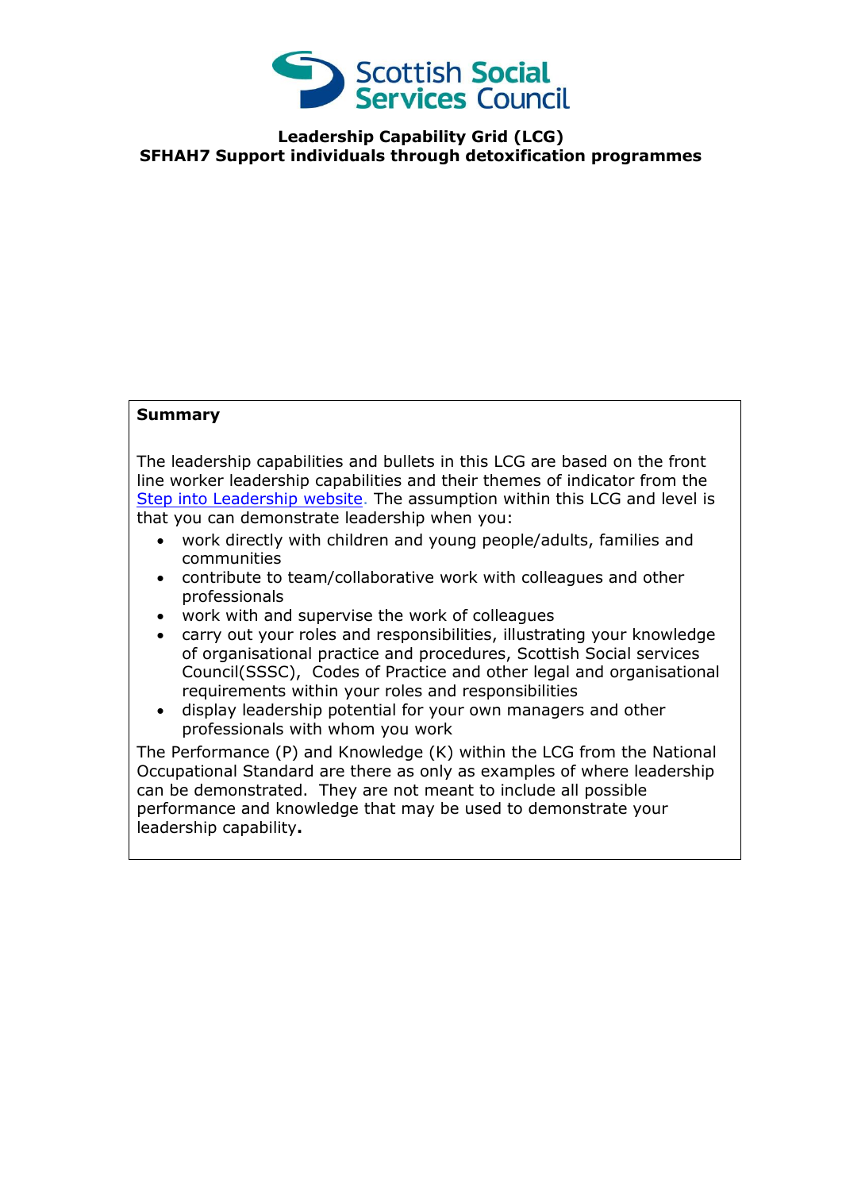Scottish Social Services Council

# Leadership Capability Grid (LCG)
## SFHAH7 Support individuals through detoxification programmes

**Summary**

The leadership capabilities and bullets in this LCG are based on the front line worker leadership capabilities and their themes of indicator from the Step into Leadership website. The assumption within this LCG and level is that you can demonstrate leadership when you:

- work directly with children and young people/adults, families and communities
- contribute to team/collaborative work with colleagues and other professionals
- work with and supervise the work of colleagues
- carry out your roles and responsibilities, illustrating your knowledge of organisational practice and procedures, Scottish Social services Council(SSSC), Codes of Practice and other legal and organisational requirements within your roles and responsibilities
- display leadership potential for your own managers and other professionals with whom you work

The Performance (P) and Knowledge (K) within the LCG from the National Occupational Standard are there as only as examples of where leadership can be demonstrated. They are not meant to include all possible performance and knowledge that may be used to demonstrate your leadership capability**.**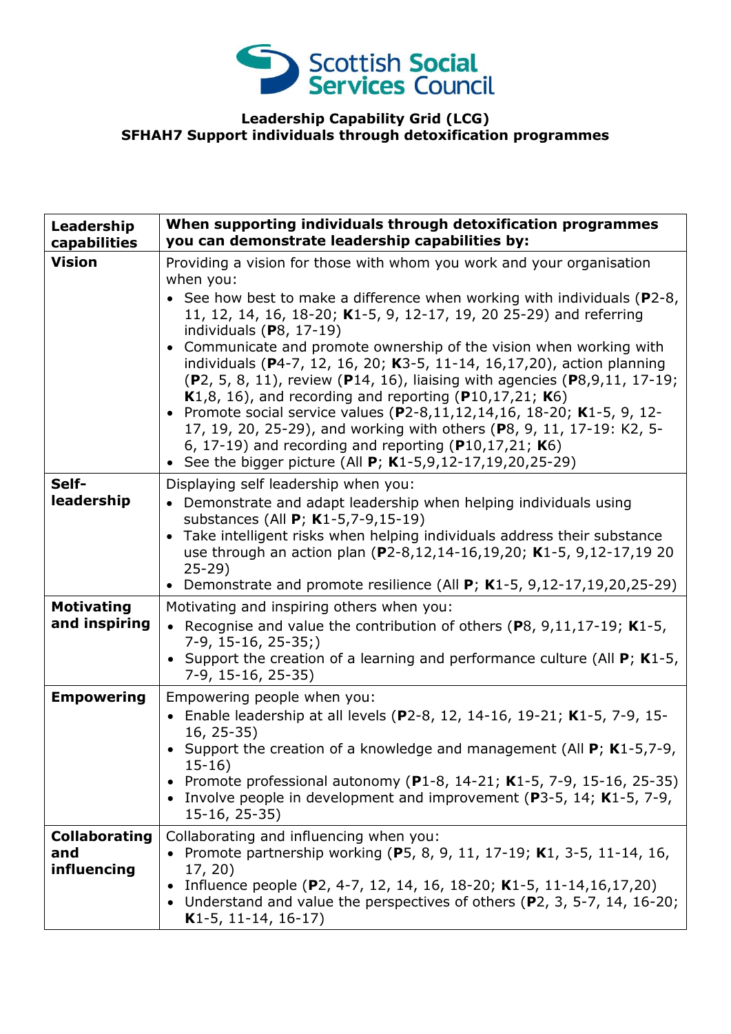**Scottish Social Services Council**

**Leadership Capability Grid (LCG)**
**SFHAH7 Support individuals through detoxification programmes**

| **Leadership capabilities** | **When supporting individuals through detoxification programmes you can demonstrate leadership capabilities by:** |
|---|---|
| **Vision** | Providing a vision for those with whom you work and your organisation when you:<br>• See how best to make a difference when working with individuals (**P**2-8, 11, 12, 14, 16, 18-20; **K**1-5, 9, 12-17, 19, 20 25-29) and referring individuals (**P**8, 17-19)<br>• Communicate and promote ownership of the vision when working with individuals (**P**4-7, 12, 16, 20; **K**3-5, 11-14, 16,17,20), action planning (**P**2, 5, 8, 11), review (**P**14, 16), liaising with agencies (**P**8,9,11, 17-19; **K**1,8, 16), and recording and reporting (**P**10,17,21; **K**6)<br>• Promote social service values (**P**2-8,11,12,14,16, 18-20; **K**1-5, 9, 12-17, 19, 20, 25-29), and working with others (**P**8, 9, 11, 17-19: K2, 5-6, 17-19) and recording and reporting (**P**10,17,21; **K**6)<br>• See the bigger picture (All **P**; **K**1-5,9,12-17,19,20,25-29) |
| **Self-leadership** | Displaying self leadership when you:<br>• Demonstrate and adapt leadership when helping individuals using substances (All **P**; **K**1-5,7-9,15-19)<br>• Take intelligent risks when helping individuals address their substance use through an action plan (**P**2-8,12,14-16,19,20; **K**1-5, 9,12-17,19 20 25-29)<br>• Demonstrate and promote resilience (All **P**; **K**1-5, 9,12-17,19,20,25-29) |
| **Motivating and inspiring** | Motivating and inspiring others when you:<br>• Recognise and value the contribution of others (**P**8, 9,11,17-19; **K**1-5, 7-9, 15-16, 25-35;)<br>• Support the creation of a learning and performance culture (All **P**; **K**1-5, 7-9, 15-16, 25-35) |
| **Empowering** | Empowering people when you:<br>• Enable leadership at all levels (**P**2-8, 12, 14-16, 19-21; **K**1-5, 7-9, 15-16, 25-35)<br>• Support the creation of a knowledge and management (All **P**; **K**1-5,7-9, 15-16)<br>• Promote professional autonomy (**P**1-8, 14-21; **K**1-5, 7-9, 15-16, 25-35)<br>• Involve people in development and improvement (**P**3-5, 14; **K**1-5, 7-9, 15-16, 25-35) |
| **Collaborating and influencing** | Collaborating and influencing when you:<br>• Promote partnership working (**P**5, 8, 9, 11, 17-19; **K**1, 3-5, 11-14, 16, 17, 20)<br>• Influence people (**P**2, 4-7, 12, 14, 16, 18-20; **K**1-5, 11-14,16,17,20)<br>• Understand and value the perspectives of others (**P**2, 3, 5-7, 14, 16-20; **K**1-5, 11-14, 16-17) |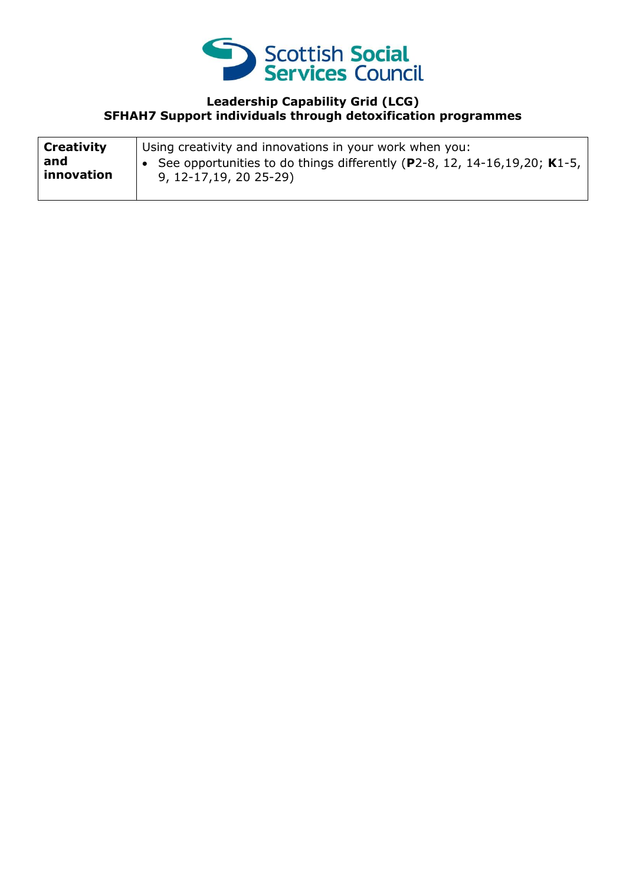**Leadership Capability Grid (LCG)**
**SFHAH7 Support individuals through detoxification programmes**

| | |
|---|---|
| **Creativity and innovation** | Using creativity and innovations in your work when you:<br>• See opportunities to do things differently (**P**2-8, 12, 14-16,19,20; **K**1-5, 9, 12-17,19, 20 25-29) |